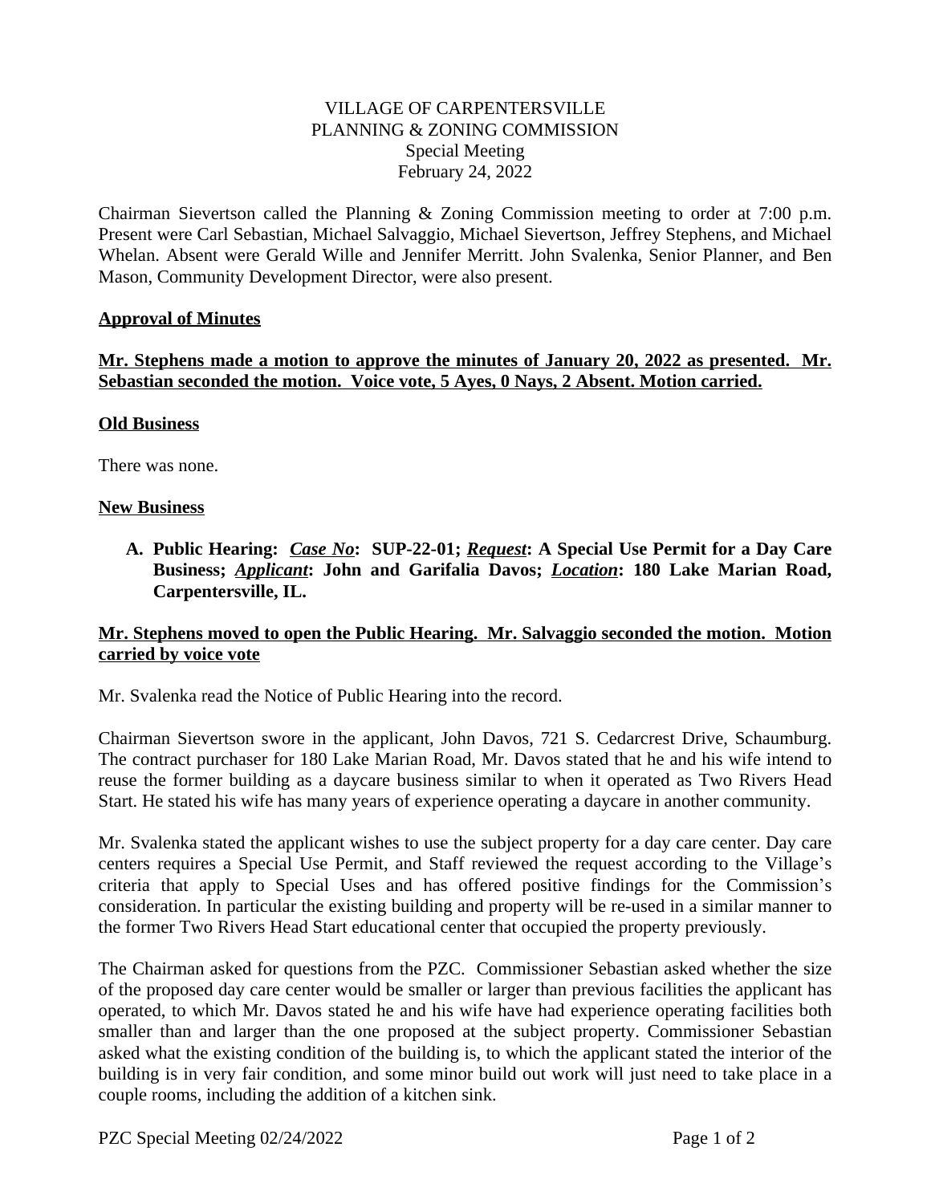VILLAGE OF CARPENTERSVILLE
PLANNING & ZONING COMMISSION
Special Meeting
February 24, 2022

Chairman Sievertson called the Planning & Zoning Commission meeting to order at 7:00 p.m. Present were Carl Sebastian, Michael Salvaggio, Michael Sievertson, Jeffrey Stephens, and Michael Whelan. Absent were Gerald Wille and Jennifer Merritt. John Svalenka, Senior Planner, and Ben Mason, Community Development Director, were also present.

**Approval of Minutes**

**Mr. Stephens made a motion to approve the minutes of January 20, 2022 as presented. Mr. Sebastian seconded the motion. Voice vote, 5 Ayes, 0 Nays, 2 Absent. Motion carried.**

**Old Business**

There was none.

**New Business**

**A. Public Hearing: *Case No*: SUP-22-01; *Request*: A Special Use Permit for a Day Care Business; *Applicant*: John and Garifalia Davos; *Location*: 180 Lake Marian Road, Carpentersville, IL.**

**Mr. Stephens moved to open the Public Hearing. Mr. Salvaggio seconded the motion. Motion carried by voice vote**

Mr. Svalenka read the Notice of Public Hearing into the record.

Chairman Sievertson swore in the applicant, John Davos, 721 S. Cedarcrest Drive, Schaumburg. The contract purchaser for 180 Lake Marian Road, Mr. Davos stated that he and his wife intend to reuse the former building as a daycare business similar to when it operated as Two Rivers Head Start. He stated his wife has many years of experience operating a daycare in another community.

Mr. Svalenka stated the applicant wishes to use the subject property for a day care center. Day care centers requires a Special Use Permit, and Staff reviewed the request according to the Village's criteria that apply to Special Uses and has offered positive findings for the Commission's consideration. In particular the existing building and property will be re-used in a similar manner to the former Two Rivers Head Start educational center that occupied the property previously.

The Chairman asked for questions from the PZC. Commissioner Sebastian asked whether the size of the proposed day care center would be smaller or larger than previous facilities the applicant has operated, to which Mr. Davos stated he and his wife have had experience operating facilities both smaller than and larger than the one proposed at the subject property. Commissioner Sebastian asked what the existing condition of the building is, to which the applicant stated the interior of the building is in very fair condition, and some minor build out work will just need to take place in a couple rooms, including the addition of a kitchen sink.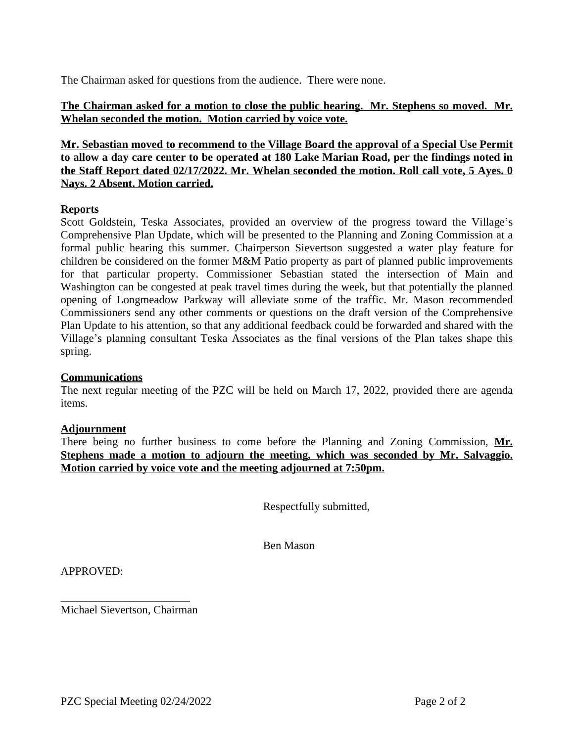The Chairman asked for questions from the audience. There were none.

**The Chairman asked for a motion to close the public hearing. Mr. Stephens so moved. Mr. Whelan seconded the motion. Motion carried by voice vote.**

**Mr. Sebastian moved to recommend to the Village Board the approval of a Special Use Permit to allow a day care center to be operated at 180 Lake Marian Road, per the findings noted in the Staff Report dated 02/17/2022. Mr. Whelan seconded the motion. Roll call vote, 5 Ayes. 0 Nays. 2 Absent. Motion carried.**

**Reports**

Scott Goldstein, Teska Associates, provided an overview of the progress toward the Village's Comprehensive Plan Update, which will be presented to the Planning and Zoning Commission at a formal public hearing this summer. Chairperson Sievertson suggested a water play feature for children be considered on the former M&M Patio property as part of planned public improvements for that particular property. Commissioner Sebastian stated the intersection of Main and Washington can be congested at peak travel times during the week, but that potentially the planned opening of Longmeadow Parkway will alleviate some of the traffic. Mr. Mason recommended Commissioners send any other comments or questions on the draft version of the Comprehensive Plan Update to his attention, so that any additional feedback could be forwarded and shared with the Village's planning consultant Teska Associates as the final versions of the Plan takes shape this spring.

**Communications**

The next regular meeting of the PZC will be held on March 17, 2022, provided there are agenda items.

**Adjournment**

There being no further business to come before the Planning and Zoning Commission, **Mr. Stephens made a motion to adjourn the meeting, which was seconded by Mr. Salvaggio. Motion carried by voice vote and the meeting adjourned at 7:50pm.**

Respectfully submitted,

Ben Mason

APPROVED:

_______________________

Michael Sievertson, Chairman